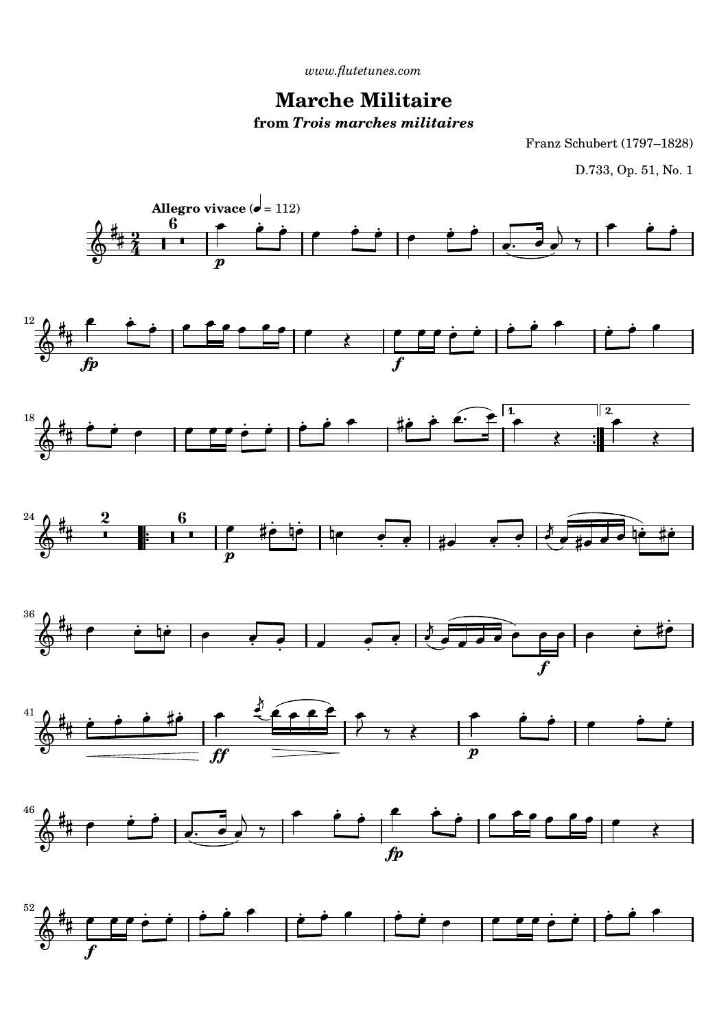www.flutetunes.com

# Marche Militaire

## from *Trois marches militaires*

Franz Schubert (1797–1828)

D.733, Op. 51, No. 1

**Allegro vivace** (♩ = 112)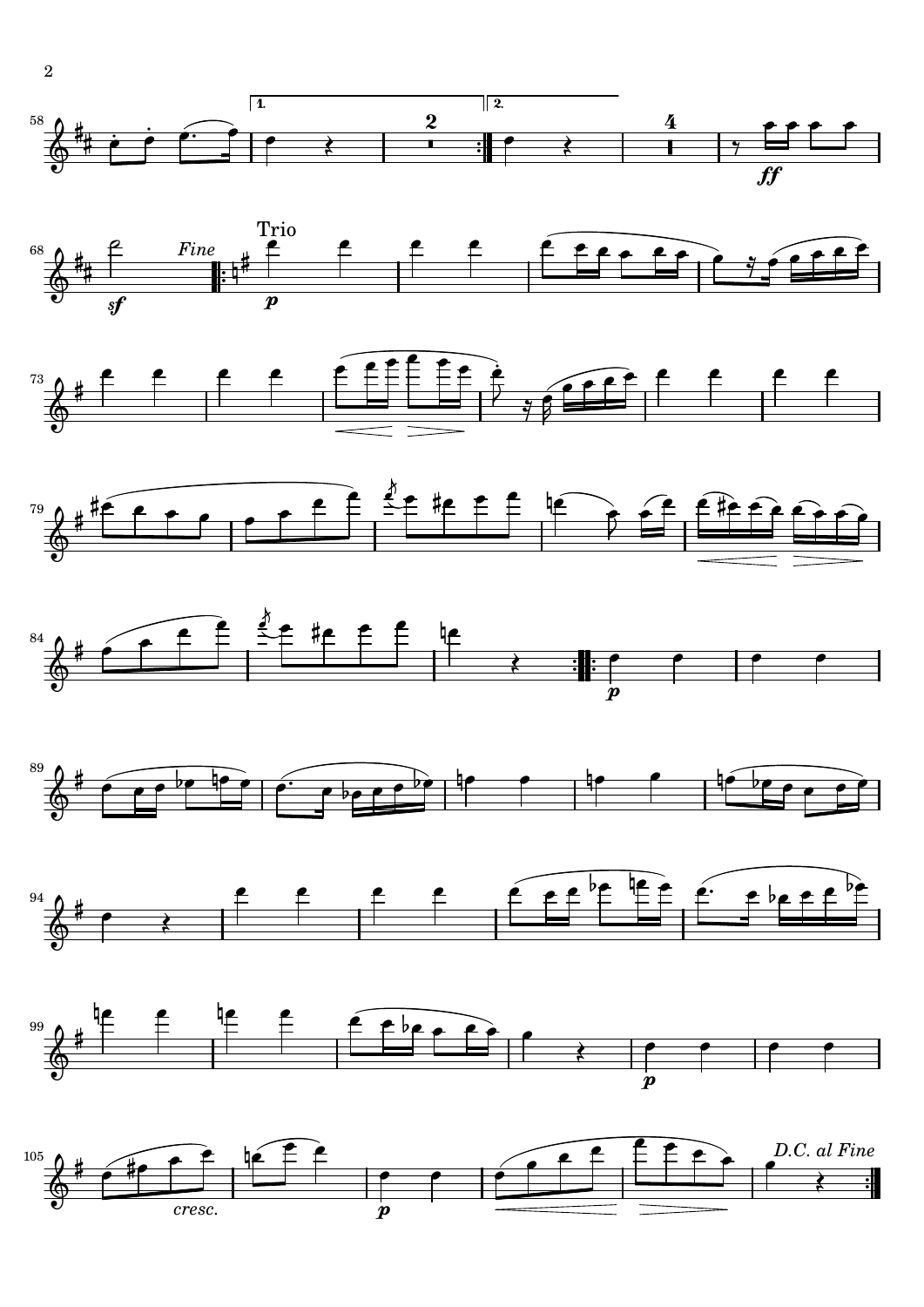*Fine*

Trio

*D.C. al Fine*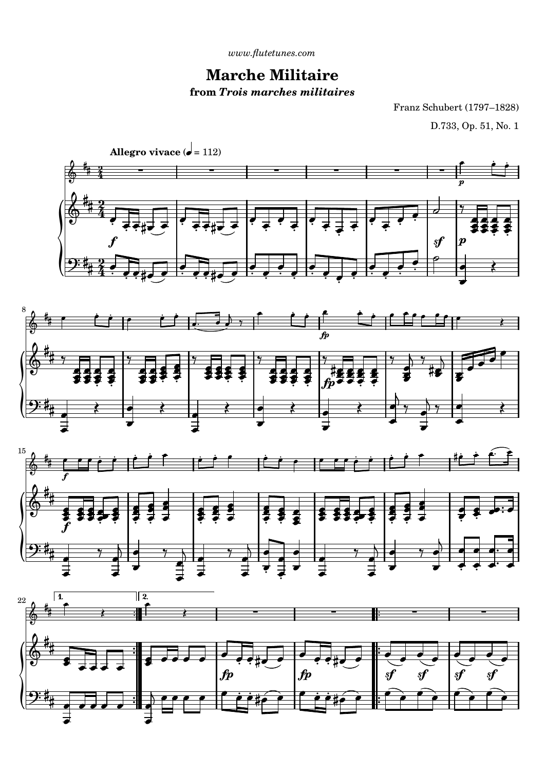www.flutetunes.com

# Marche Militaire

## from *Trois marches militaires*

Franz Schubert (1797–1828)

D.733, Op. 51, No. 1

**Allegro vivace** (♩ = 112)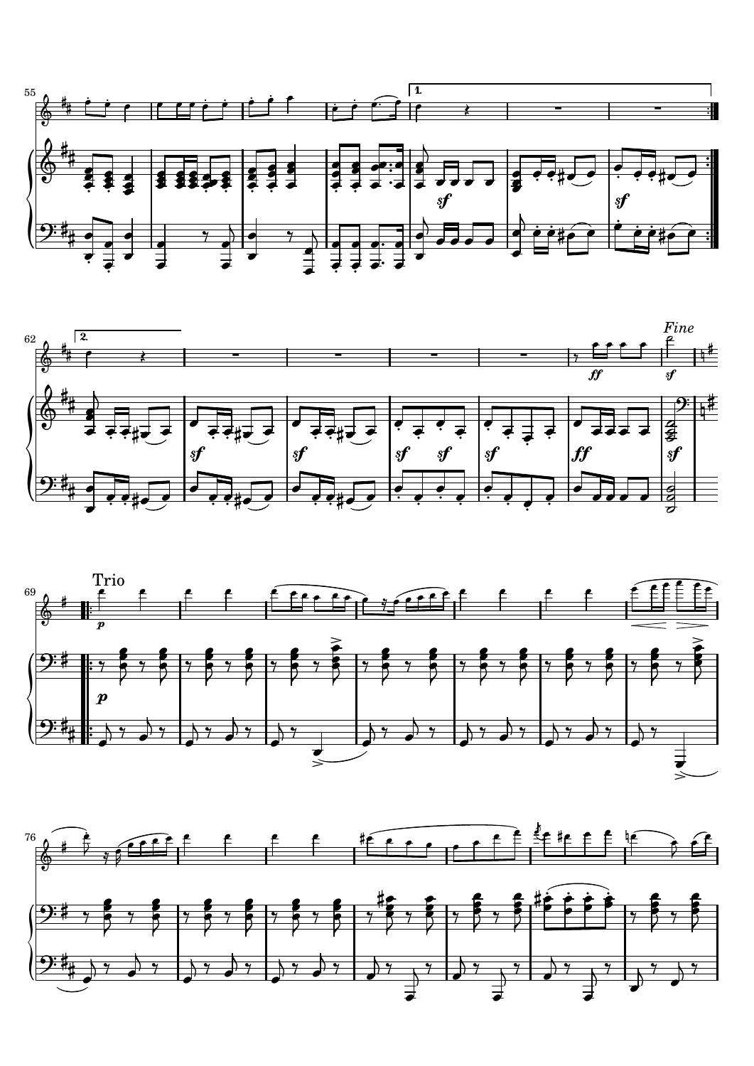*Fine*

Trio